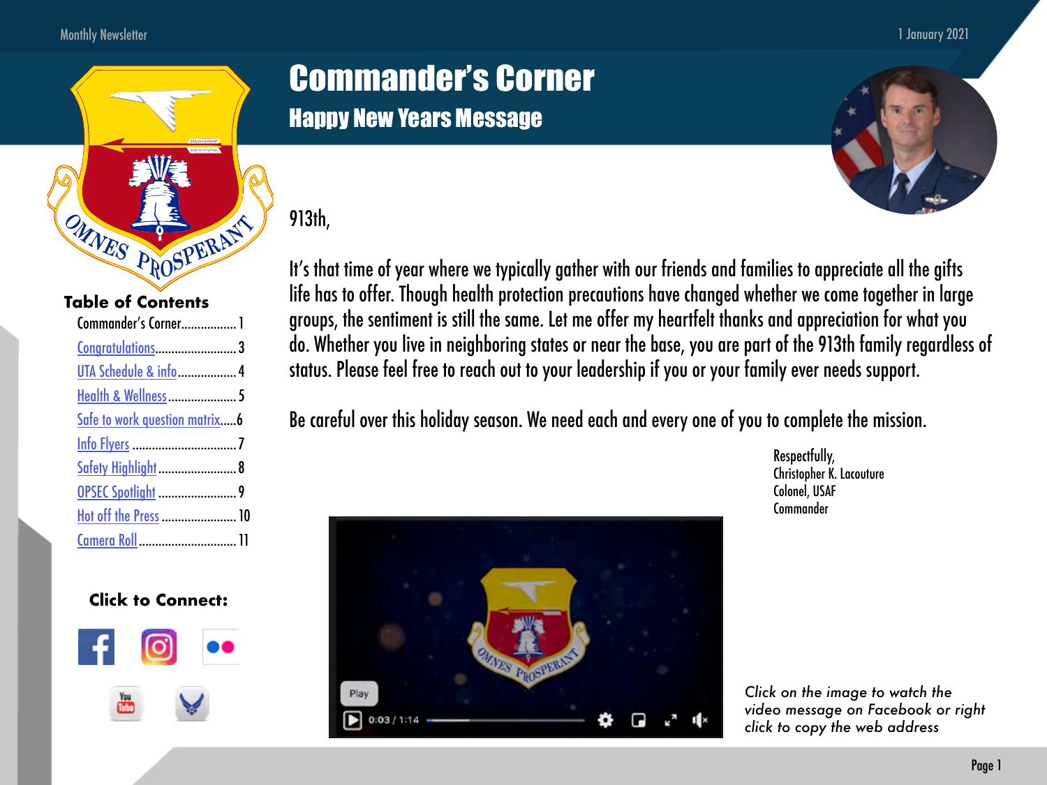# Commander's Corner

## Happy New Years Message

913th,

It's that time of year where we typically gather with our friends and families to appreciate all the gifts life has to offer. Though health protection precautions have changed whether we come together in large groups, the sentiment is still the same. Let me offer my heartfelt thanks and appreciation for what you do. Whether you live in neighboring states or near the base, you are part of the 913th family regardless of status. Please feel free to reach out to your leadership if you or your family ever needs support.

Be careful over this holiday season. We need each and every one of you to complete the mission.

Respectfully,
Christopher K. Lacouture
Colonel, USAF
Commander

*Click on the image to watch the video message on Facebook or right click to copy the web address*

### Table of Contents

- Commander's Corner.................1
- Congratulations.........................3
- UTA Schedule & info..................4
- Health & Wellness.....................5
- Safe to work question matrix.....6
- Info Flyers ...............................7
- Safety Highlight........................8
- OPSEC Spotlight ........................9
- Hot off the Press ....................... 10
- Camera Roll.............................. 11

**Click to Connect:**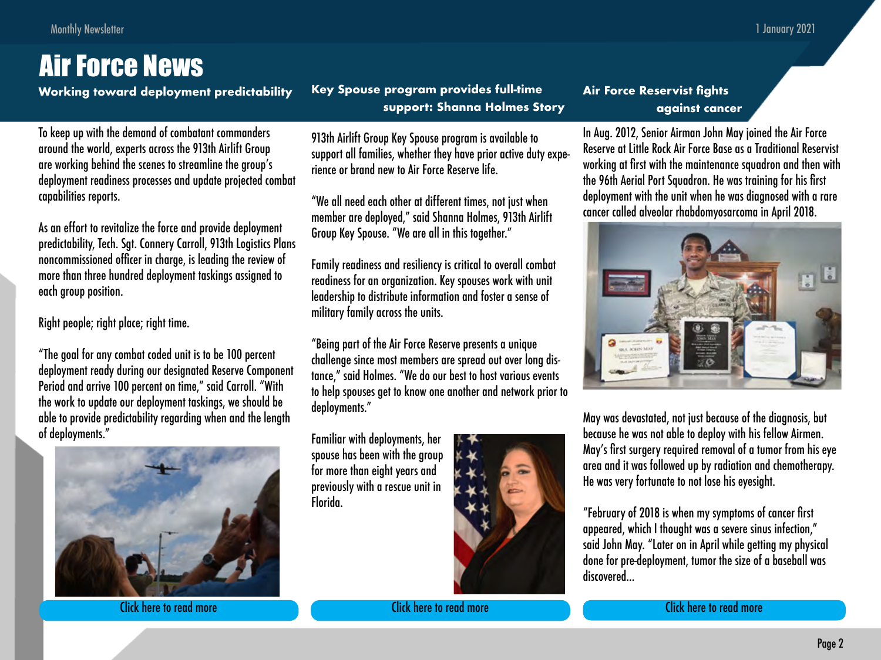# Air Force News

## Working toward deployment predictability

To keep up with the demand of combatant commanders around the world, experts across the 913th Airlift Group are working behind the scenes to streamline the group's deployment readiness processes and update projected combat capabilities reports.

As an effort to revitalize the force and provide deployment predictability, Tech. Sgt. Connery Carroll, 913th Logistics Plans noncommissioned officer in charge, is leading the review of more than three hundred deployment taskings assigned to each group position.

Right people; right place; right time.

"The goal for any combat coded unit is to be 100 percent deployment ready during our designated Reserve Component Period and arrive 100 percent on time," said Carroll. "With the work to update our deployment taskings, we should be able to provide predictability regarding when and the length of deployments."

Click here to read more

## Key Spouse program provides full-time support: Shanna Holmes Story

913th Airlift Group Key Spouse program is available to support all families, whether they have prior active duty experience or brand new to Air Force Reserve life.

"We all need each other at different times, not just when member are deployed," said Shanna Holmes, 913th Airlift Group Key Spouse. "We are all in this together."

Family readiness and resiliency is critical to overall combat readiness for an organization. Key spouses work with unit leadership to distribute information and foster a sense of military family across the units.

"Being part of the Air Force Reserve presents a unique challenge since most members are spread out over long distance," said Holmes. "We do our best to host various events to help spouses get to know one another and network prior to deployments."

Familiar with deployments, her spouse has been with the group for more than eight years and previously with a rescue unit in Florida.

Click here to read more

## Air Force Reservist fights against cancer

In Aug. 2012, Senior Airman John May joined the Air Force Reserve at Little Rock Air Force Base as a Traditional Reservist working at first with the maintenance squadron and then with the 96th Aerial Port Squadron. He was training for his first deployment with the unit when he was diagnosed with a rare cancer called alveolar rhabdomyosarcoma in April 2018.

May was devastated, not just because of the diagnosis, but because he was not able to deploy with his fellow Airmen. May's first surgery required removal of a tumor from his eye area and it was followed up by radiation and chemotherapy. He was very fortunate to not lose his eyesight.

"February of 2018 is when my symptoms of cancer first appeared, which I thought was a severe sinus infection," said John May. "Later on in April while getting my physical done for pre-deployment, tumor the size of a baseball was discovered...

Click here to read more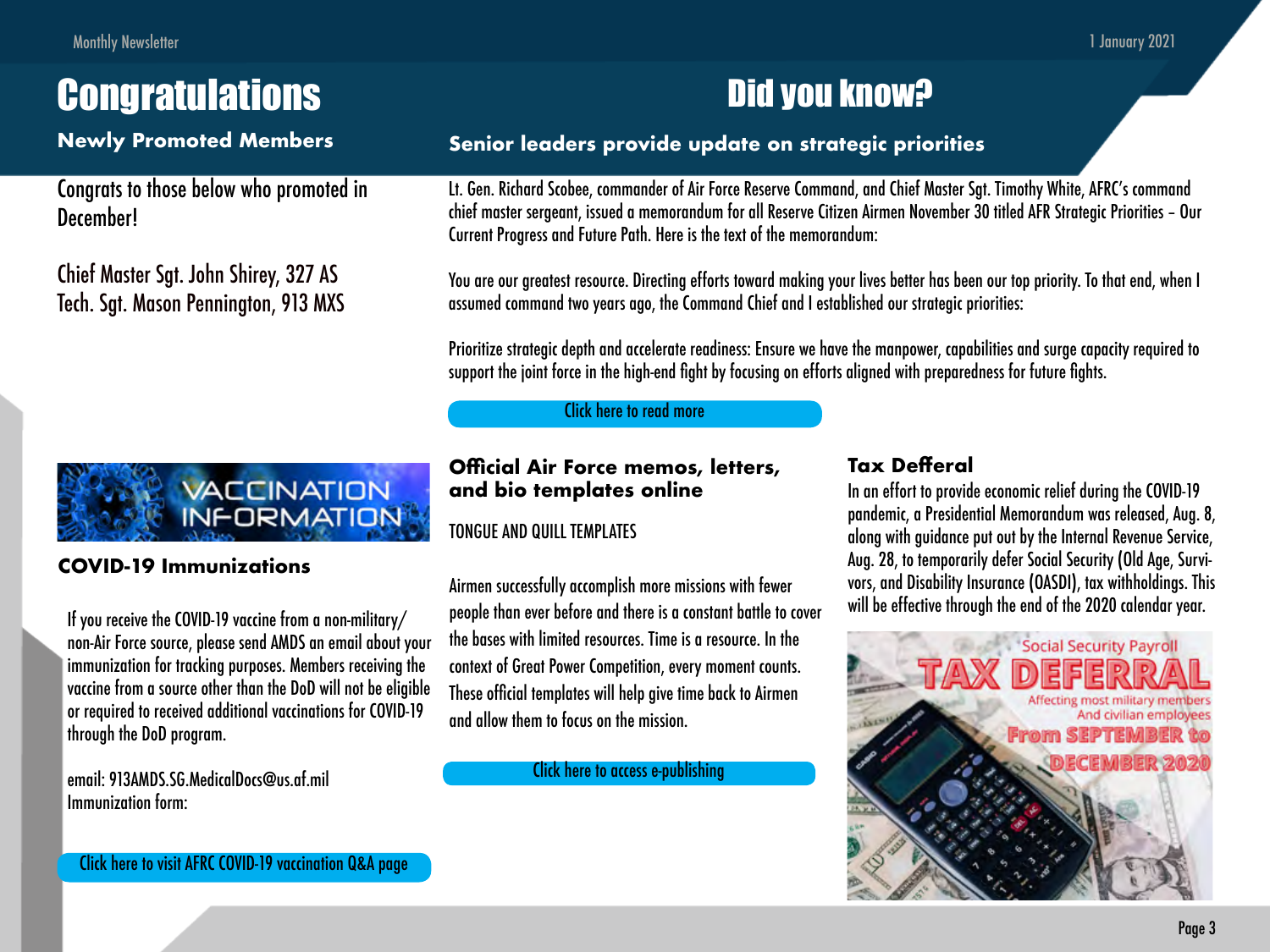# Congratulations

## Newly Promoted Members

Congrats to those below who promoted in December!

Chief Master Sgt. John Shirey, 327 AS
Tech. Sgt. Mason Pennington, 913 MXS

# Did you know?

## Senior leaders provide update on strategic priorities

Lt. Gen. Richard Scobee, commander of Air Force Reserve Command, and Chief Master Sgt. Timothy White, AFRC's command chief master sergeant, issued a memorandum for all Reserve Citizen Airmen November 30 titled AFR Strategic Priorities – Our Current Progress and Future Path. Here is the text of the memorandum:

You are our greatest resource. Directing efforts toward making your lives better has been our top priority. To that end, when I assumed command two years ago, the Command Chief and I established our strategic priorities:

Prioritize strategic depth and accelerate readiness: Ensure we have the manpower, capabilities and surge capacity required to support the joint force in the high-end fight by focusing on efforts aligned with preparedness for future fights.

Click here to read more

## COVID-19 Immunizations

If you receive the COVID-19 vaccine from a non-military/ non-Air Force source, please send AMDS an email about your immunization for tracking purposes. Members receiving the vaccine from a source other than the DoD will not be eligible or required to received additional vaccinations for COVID-19 through the DoD program.

email: 913AMDS.SG.MedicalDocs@us.af.mil
Immunization form:

Click here to visit AFRC COVID-19 vaccination Q&A page

## Official Air Force memos, letters, and bio templates online

TONGUE AND QUILL TEMPLATES

Airmen successfully accomplish more missions with fewer people than ever before and there is a constant battle to cover the bases with limited resources. Time is a resource. In the context of Great Power Competition, every moment counts. These official templates will help give time back to Airmen and allow them to focus on the mission.

Click here to access e-publishing

## Tax Defferal

In an effort to provide economic relief during the COVID-19 pandemic, a Presidential Memorandum was released, Aug. 8, along with guidance put out by the Internal Revenue Service, Aug. 28, to temporarily defer Social Security (Old Age, Survivors, and Disability Insurance (OASDI), tax withholdings. This will be effective through the end of the 2020 calendar year.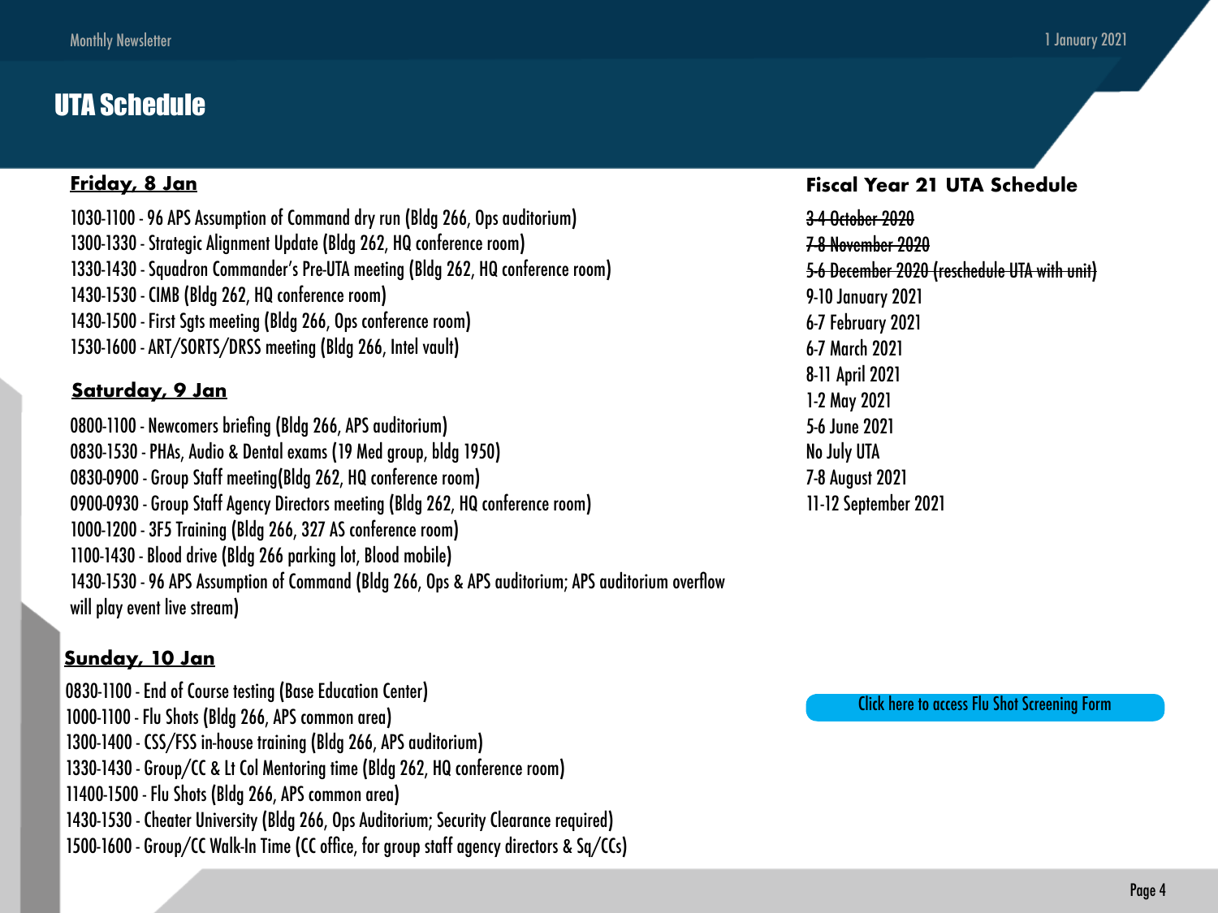# UTA Schedule

**Friday, 8 Jan**

1030-1100 - 96 APS Assumption of Command dry run (Bldg 266, Ops auditorium)
1300-1330 - Strategic Alignment Update (Bldg 262, HQ conference room)
1330-1430 - Squadron Commander's Pre-UTA meeting (Bldg 262, HQ conference room)
1430-1530 - CIMB (Bldg 262, HQ conference room)
1430-1500 - First Sgts meeting (Bldg 266, Ops conference room)
1530-1600 - ART/SORTS/DRSS meeting (Bldg 266, Intel vault)

**Saturday, 9 Jan**

0800-1100 - Newcomers briefing (Bldg 266, APS auditorium)
0830-1530 - PHAs, Audio & Dental exams (19 Med group, bldg 1950)
0830-0900 - Group Staff meeting(Bldg 262, HQ conference room)
0900-0930 - Group Staff Agency Directors meeting (Bldg 262, HQ conference room)
1000-1200 - 3F5 Training (Bldg 266, 327 AS conference room)
1100-1430 - Blood drive (Bldg 266 parking lot, Blood mobile)
1430-1530 - 96 APS Assumption of Command (Bldg 266, Ops & APS auditorium; APS auditorium overflow will play event live stream)

**Sunday, 10 Jan**

0830-1100 - End of Course testing (Base Education Center)
1000-1100 - Flu Shots (Bldg 266, APS common area)
1300-1400 - CSS/FSS in-house training (Bldg 266, APS auditorium)
1330-1430 - Group/CC & Lt Col Mentoring time (Bldg 262, HQ conference room)
11400-1500 - Flu Shots (Bldg 266, APS common area)
1430-1530 - Cheater University (Bldg 266, Ops Auditorium; Security Clearance required)
1500-1600 - Group/CC Walk-In Time (CC office, for group staff agency directors & Sq/CCs)

**Fiscal Year 21 UTA Schedule**

~~3-4 October 2020~~
~~7-8 November 2020~~
~~5-6 December 2020 (reschedule UTA with unit)~~
9-10 January 2021
6-7 February 2021
6-7 March 2021
8-11 April 2021
1-2 May 2021
5-6 June 2021
No July UTA
7-8 August 2021
11-12 September 2021

Click here to access Flu Shot Screening Form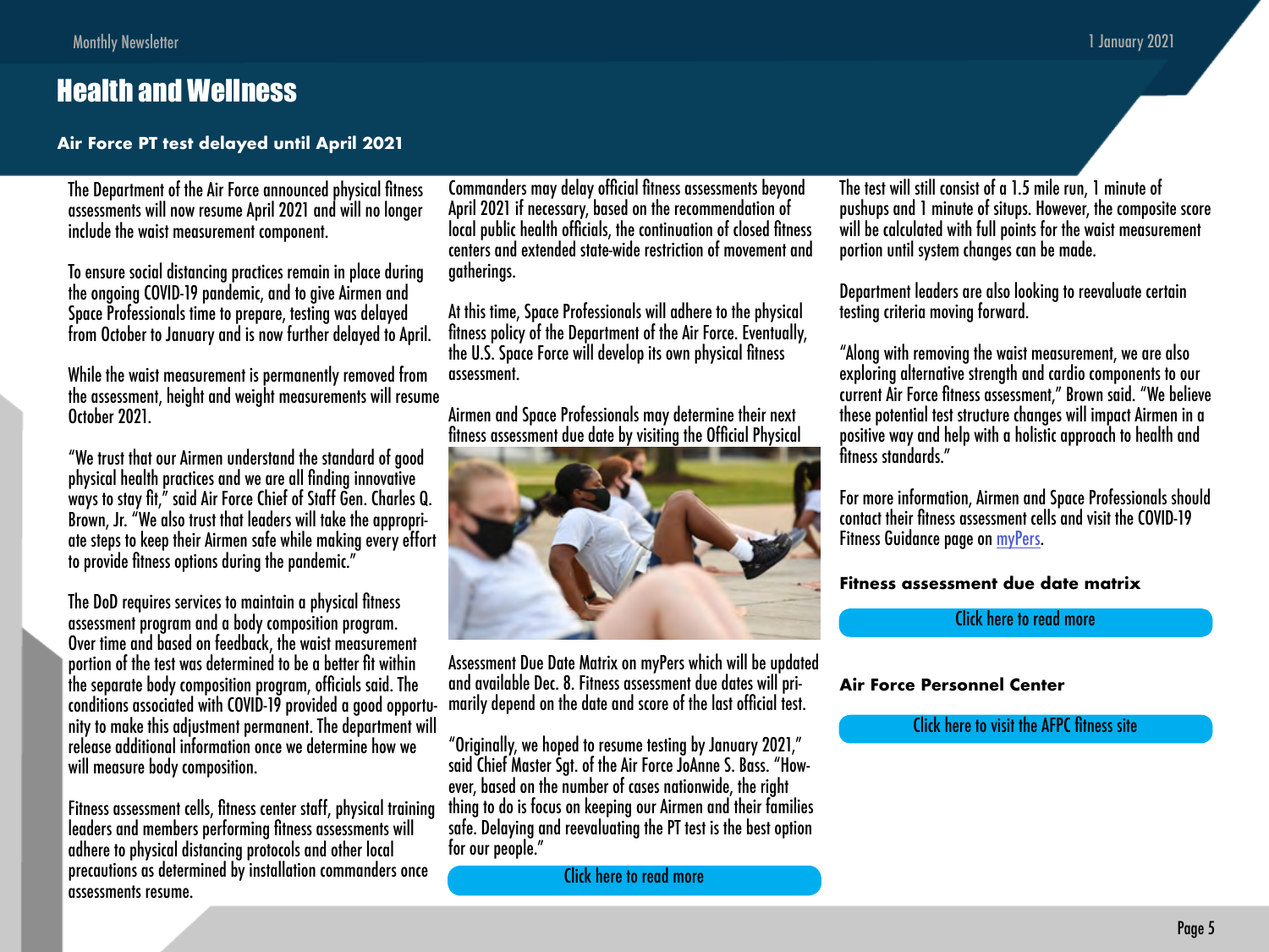# Health and Wellness

### Air Force PT test delayed until April 2021

The Department of the Air Force announced physical fitness assessments will now resume April 2021 and will no longer include the waist measurement component.

To ensure social distancing practices remain in place during the ongoing COVID-19 pandemic, and to give Airmen and Space Professionals time to prepare, testing was delayed from October to January and is now further delayed to April.

While the waist measurement is permanently removed from the assessment, height and weight measurements will resume October 2021.

"We trust that our Airmen understand the standard of good physical health practices and we are all finding innovative ways to stay fit," said Air Force Chief of Staff Gen. Charles Q. Brown, Jr. "We also trust that leaders will take the appropriate steps to keep their Airmen safe while making every effort to provide fitness options during the pandemic."

The DoD requires services to maintain a physical fitness assessment program and a body composition program. Over time and based on feedback, the waist measurement portion of the test was determined to be a better fit within the separate body composition program, officials said. The conditions associated with COVID-19 provided a good opportunity to make this adjustment permanent. The department will release additional information once we determine how we will measure body composition.

Fitness assessment cells, fitness center staff, physical training leaders and members performing fitness assessments will adhere to physical distancing protocols and other local precautions as determined by installation commanders once assessments resume.

Commanders may delay official fitness assessments beyond April 2021 if necessary, based on the recommendation of local public health officials, the continuation of closed fitness centers and extended state-wide restriction of movement and gatherings.

At this time, Space Professionals will adhere to the physical fitness policy of the Department of the Air Force. Eventually, the U.S. Space Force will develop its own physical fitness assessment.

Airmen and Space Professionals may determine their next fitness assessment due date by visiting the Official Physical Assessment Due Date Matrix on myPers which will be updated and available Dec. 8. Fitness assessment due dates will primarily depend on the date and score of the last official test.

"Originally, we hoped to resume testing by January 2021," said Chief Master Sgt. of the Air Force JoAnne S. Bass. "However, based on the number of cases nationwide, the right thing to do is focus on keeping our Airmen and their families safe. Delaying and reevaluating the PT test is the best option for our people."

Click here to read more

The test will still consist of a 1.5 mile run, 1 minute of pushups and 1 minute of situps. However, the composite score will be calculated with full points for the waist measurement portion until system changes can be made.

Department leaders are also looking to reevaluate certain testing criteria moving forward.

"Along with removing the waist measurement, we are also exploring alternative strength and cardio components to our current Air Force fitness assessment," Brown said. "We believe these potential test structure changes will impact Airmen in a positive way and help with a holistic approach to health and fitness standards."

For more information, Airmen and Space Professionals should contact their fitness assessment cells and visit the COVID-19 Fitness Guidance page on myPers.

### Fitness assessment due date matrix

Click here to read more

### Air Force Personnel Center

Click here to visit the AFPC fitness site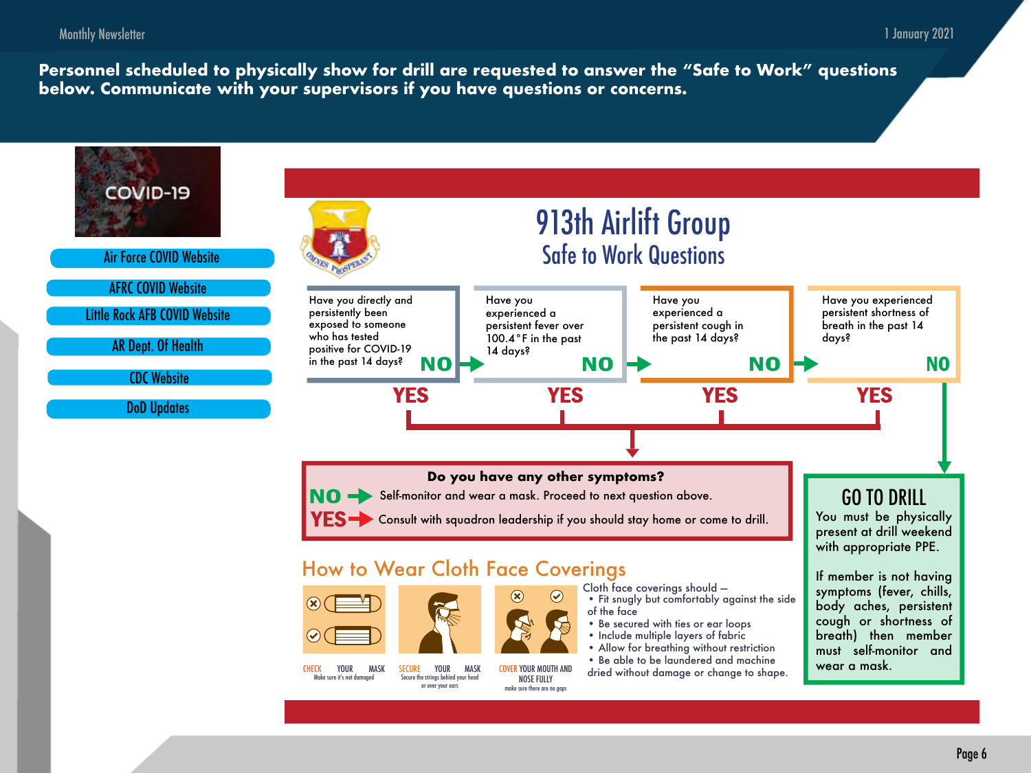**Personnel scheduled to physically show for drill are requested to answer the "Safe to Work" questions below. Communicate with your supervisors if you have questions or concerns.**

COVID-19

- Air Force COVID Website
- AFRC COVID Website
- Little Rock AFB COVID Website
- AR Dept. Of Health
- CDC Website
- DoD Updates

# 913th Airlift Group

## Safe to Work Questions

OMNES PROSPERANT

1. Have you directly and persistently been exposed to someone who has tested positive for COVID-19 in the past 14 days? **NO** → next question. **YES** → see below.
2. Have you experienced a persistent fever over 100.4°F in the past 14 days? **NO** → next question. **YES** → see below.
3. Have you experienced a persistent cough in the past 14 days? **NO** → next question. **YES** → see below.
4. Have you experienced persistent shortness of breath in the past 14 days? **NO** → GO TO DRILL. **YES** → see below.

**Do you have any other symptoms?**

**NO** → Self-monitor and wear a mask. Proceed to next question above.

**YES** → Consult with squadron leadership if you should stay home or come to drill.

### GO TO DRILL

You must be physically present at drill weekend with appropriate PPE.

If member is not having symptoms (fever, chills, body aches, persistent cough or shortness of breath) then member must self-monitor and wear a mask.

## How to Wear Cloth Face Coverings

- CHECK YOUR MASK — Make sure it's not damaged
- SECURE YOUR MASK — Secure the strings behind your head or over your ears
- COVER YOUR MOUTH AND NOSE FULLY — make sure there are no gaps

Cloth face coverings should –

- Fit snugly but comfortably against the side of the face
- Be secured with ties or ear loops
- Include multiple layers of fabric
- Allow for breathing without restriction
- Be able to be laundered and machine dried without damage or change to shape.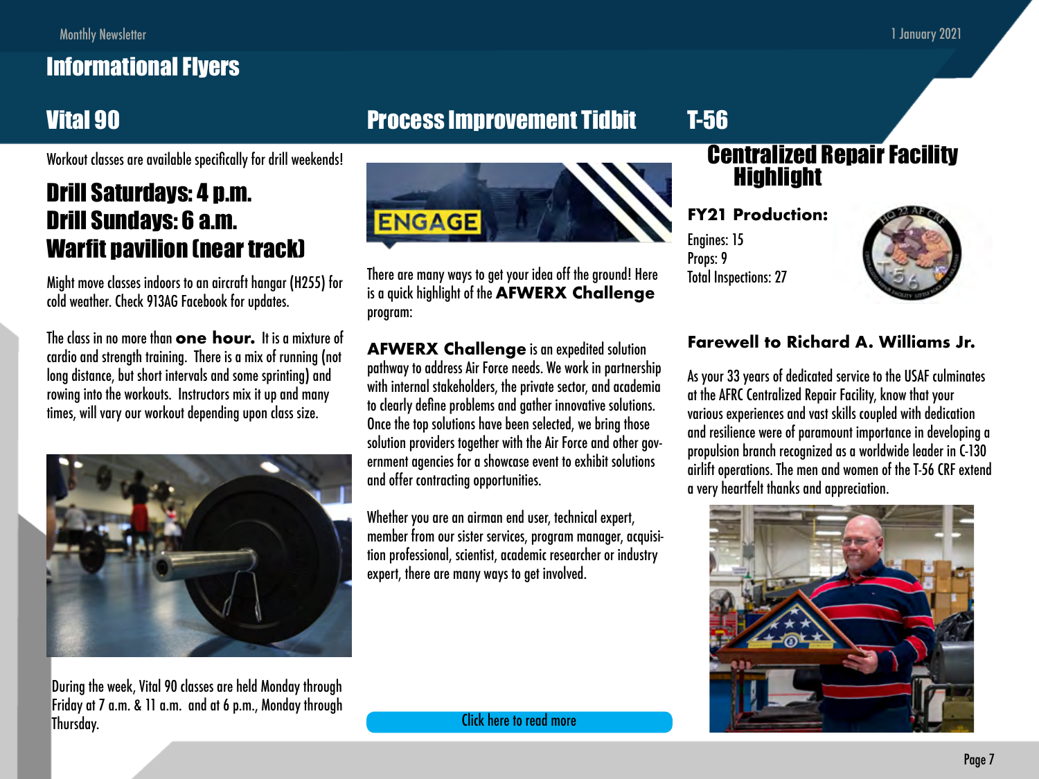# Informational Flyers

## Vital 90

Workout classes are available specifically for drill weekends!

### Drill Saturdays: 4 p.m.
### Drill Sundays: 6 a.m.
### Warfit pavilion (near track)

Might move classes indoors to an aircraft hangar (H255) for cold weather. Check 913AG Facebook for updates.

The class in no more than **one hour.** It is a mixture of cardio and strength training. There is a mix of running (not long distance, but short intervals and some sprinting) and rowing into the workouts. Instructors mix it up and many times, will vary our workout depending upon class size.

During the week, Vital 90 classes are held Monday through Friday at 7 a.m. & 11 a.m. and at 6 p.m., Monday through Thursday.

## Process Improvement Tidbit

There are many ways to get your idea off the ground! Here is a quick highlight of the **AFWERX Challenge** program:

**AFWERX Challenge** is an expedited solution pathway to address Air Force needs. We work in partnership with internal stakeholders, the private sector, and academia to clearly define problems and gather innovative solutions. Once the top solutions have been selected, we bring those solution providers together with the Air Force and other government agencies for a showcase event to exhibit solutions and offer contracting opportunities.

Whether you are an airman end user, technical expert, member from our sister services, program manager, acquisition professional, scientist, academic researcher or industry expert, there are many ways to get involved.

Click here to read more

## T-56

### Centralized Repair Facility Highlight

**FY21 Production:**

Engines: 15
Props: 9
Total Inspections: 27

**Farewell to Richard A. Williams Jr.**

As your 33 years of dedicated service to the USAF culminates at the AFRC Centralized Repair Facility, know that your various experiences and vast skills coupled with dedication and resilience were of paramount importance in developing a propulsion branch recognized as a worldwide leader in C-130 airlift operations. The men and women of the T-56 CRF extend a very heartfelt thanks and appreciation.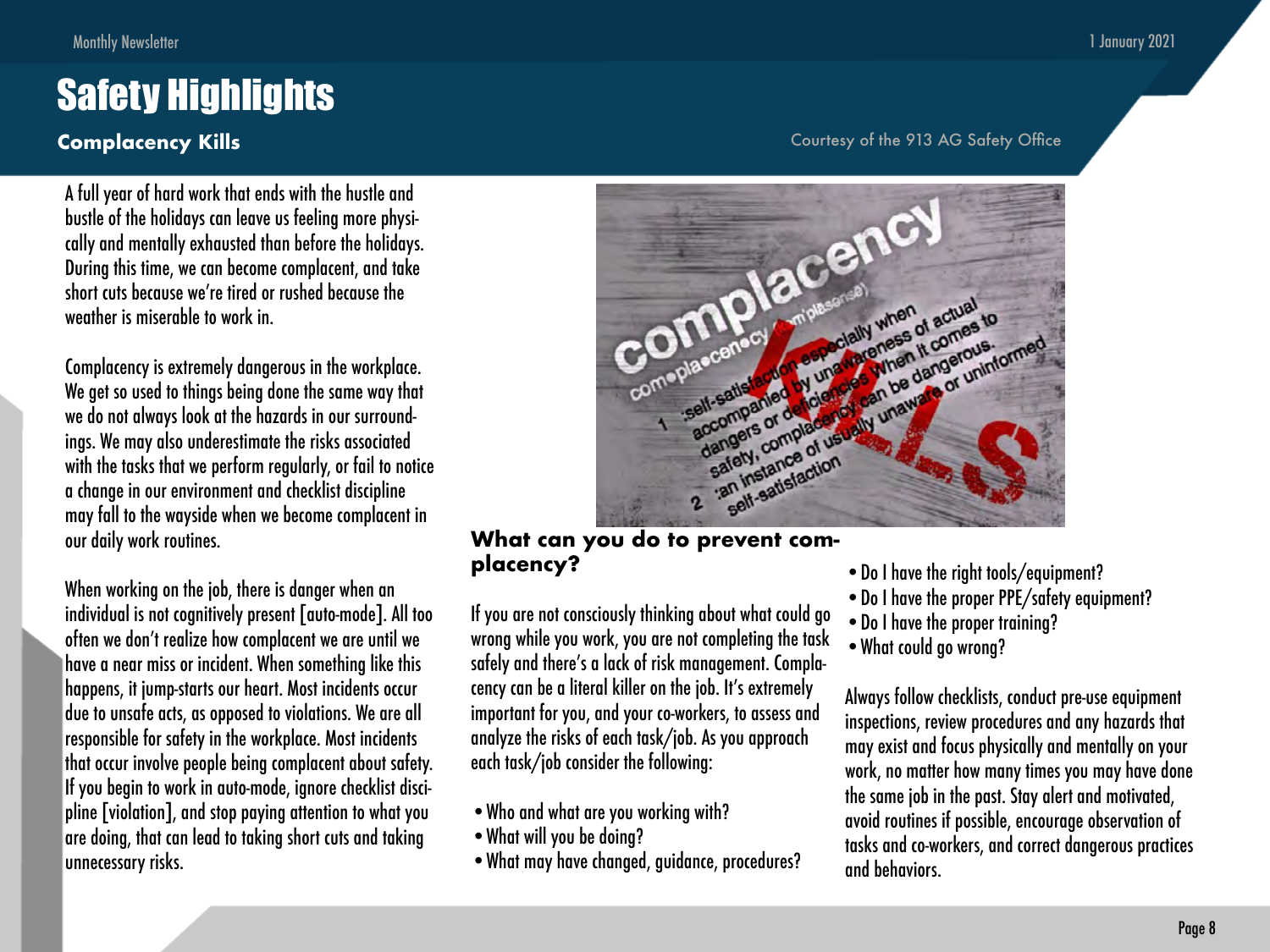# Safety Highlights

## Complacency Kills

Courtesy of the 913 AG Safety Office

A full year of hard work that ends with the hustle and bustle of the holidays can leave us feeling more physically and mentally exhausted than before the holidays. During this time, we can become complacent, and take short cuts because we're tired or rushed because the weather is miserable to work in.

Complacency is extremely dangerous in the workplace. We get so used to things being done the same way that we do not always look at the hazards in our surroundings. We may also underestimate the risks associated with the tasks that we perform regularly, or fail to notice a change in our environment and checklist discipline may fall to the wayside when we become complacent in our daily work routines.

When working on the job, there is danger when an individual is not cognitively present [auto-mode]. All too often we don't realize how complacent we are until we have a near miss or incident. When something like this happens, it jump-starts our heart. Most incidents occur due to unsafe acts, as opposed to violations. We are all responsible for safety in the workplace. Most incidents that occur involve people being complacent about safety. If you begin to work in auto-mode, ignore checklist discipline [violation], and stop paying attention to what you are doing, that can lead to taking short cuts and taking unnecessary risks.

### What can you do to prevent complacency?

If you are not consciously thinking about what could go wrong while you work, you are not completing the task safely and there's a lack of risk management. Complacency can be a literal killer on the job. It's extremely important for you, and your co-workers, to assess and analyze the risks of each task/job. As you approach each task/job consider the following:

- Who and what are you working with?
- What will you be doing?
- What may have changed, guidance, procedures?
- Do I have the right tools/equipment?
- Do I have the proper PPE/safety equipment?
- Do I have the proper training?
- What could go wrong?

Always follow checklists, conduct pre-use equipment inspections, review procedures and any hazards that may exist and focus physically and mentally on your work, no matter how many times you may have done the same job in the past. Stay alert and motivated, avoid routines if possible, encourage observation of tasks and co-workers, and correct dangerous practices and behaviors.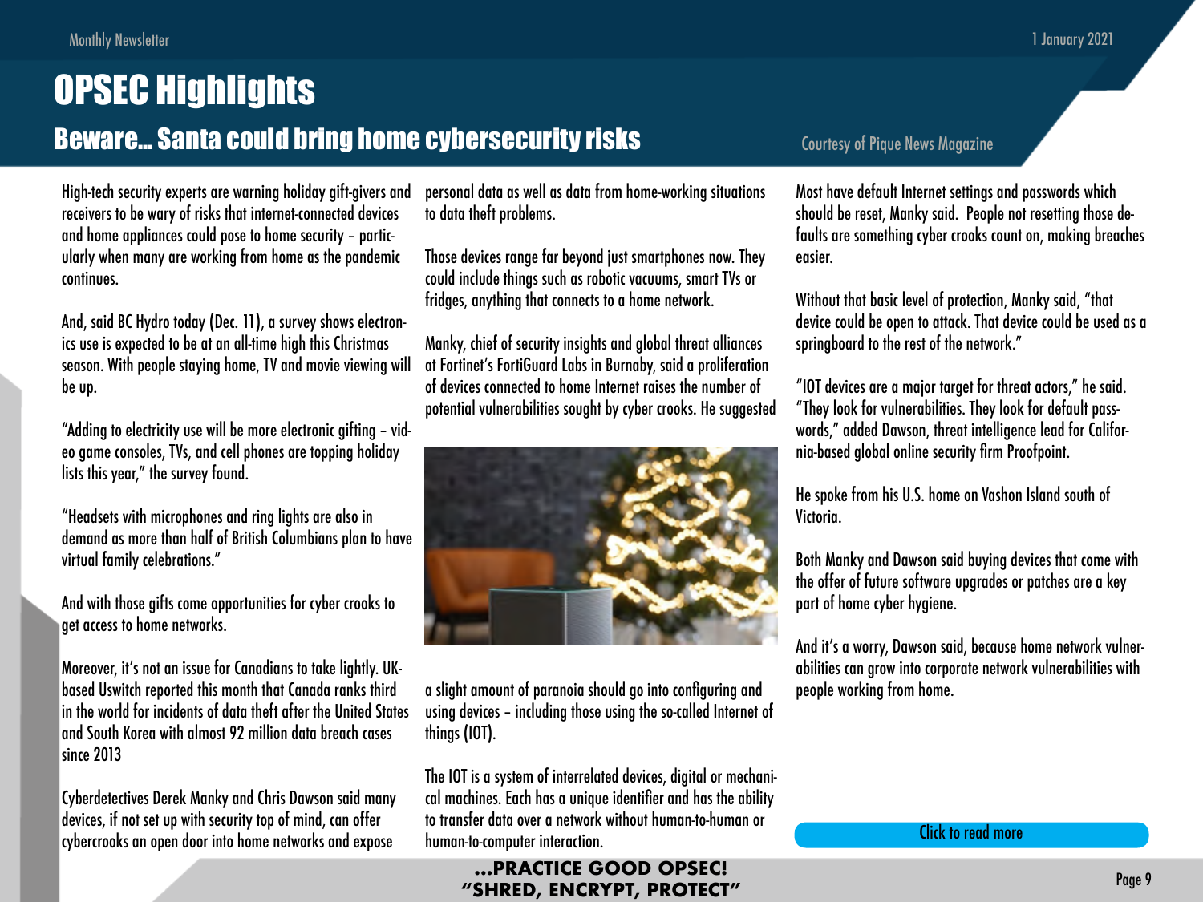# OPSEC Highlights

## Beware... Santa could bring home cybersecurity risks

Courtesy of Pique News Magazine

High-tech security experts are warning holiday gift-givers and receivers to be wary of risks that internet-connected devices and home appliances could pose to home security – particularly when many are working from home as the pandemic continues.

And, said BC Hydro today (Dec. 11), a survey shows electronics use is expected to be at an all-time high this Christmas season. With people staying home, TV and movie viewing will be up.

"Adding to electricity use will be more electronic gifting – video game consoles, TVs, and cell phones are topping holiday lists this year," the survey found.

"Headsets with microphones and ring lights are also in demand as more than half of British Columbians plan to have virtual family celebrations."

And with those gifts come opportunities for cyber crooks to get access to home networks.

Moreover, it's not an issue for Canadians to take lightly. UK-based Uswitch reported this month that Canada ranks third in the world for incidents of data theft after the United States and South Korea with almost 92 million data breach cases since 2013

Cyberdetectives Derek Manky and Chris Dawson said many devices, if not set up with security top of mind, can offer cybercrooks an open door into home networks and expose personal data as well as data from home-working situations to data theft problems.

Those devices range far beyond just smartphones now. They could include things such as robotic vacuums, smart TVs or fridges, anything that connects to a home network.

Manky, chief of security insights and global threat alliances at Fortinet's FortiGuard Labs in Burnaby, said a proliferation of devices connected to home Internet raises the number of potential vulnerabilities sought by cyber crooks. He suggested a slight amount of paranoia should go into configuring and using devices – including those using the so-called Internet of things (IOT).

The IOT is a system of interrelated devices, digital or mechanical machines. Each has a unique identifier and has the ability to transfer data over a network without human-to-human or human-to-computer interaction.

Most have default Internet settings and passwords which should be reset, Manky said. People not resetting those defaults are something cyber crooks count on, making breaches easier.

Without that basic level of protection, Manky said, "that device could be open to attack. That device could be used as a springboard to the rest of the network."

"IOT devices are a major target for threat actors," he said. "They look for vulnerabilities. They look for default passwords," added Dawson, threat intelligence lead for California-based global online security firm Proofpoint.

He spoke from his U.S. home on Vashon Island south of Victoria.

Both Manky and Dawson said buying devices that come with the offer of future software upgrades or patches are a key part of home cyber hygiene.

And it's a worry, Dawson said, because home network vulnerabilities can grow into corporate network vulnerabilities with people working from home.

Click to read more

**...PRACTICE GOOD OPSEC!**
**"SHRED, ENCRYPT, PROTECT"**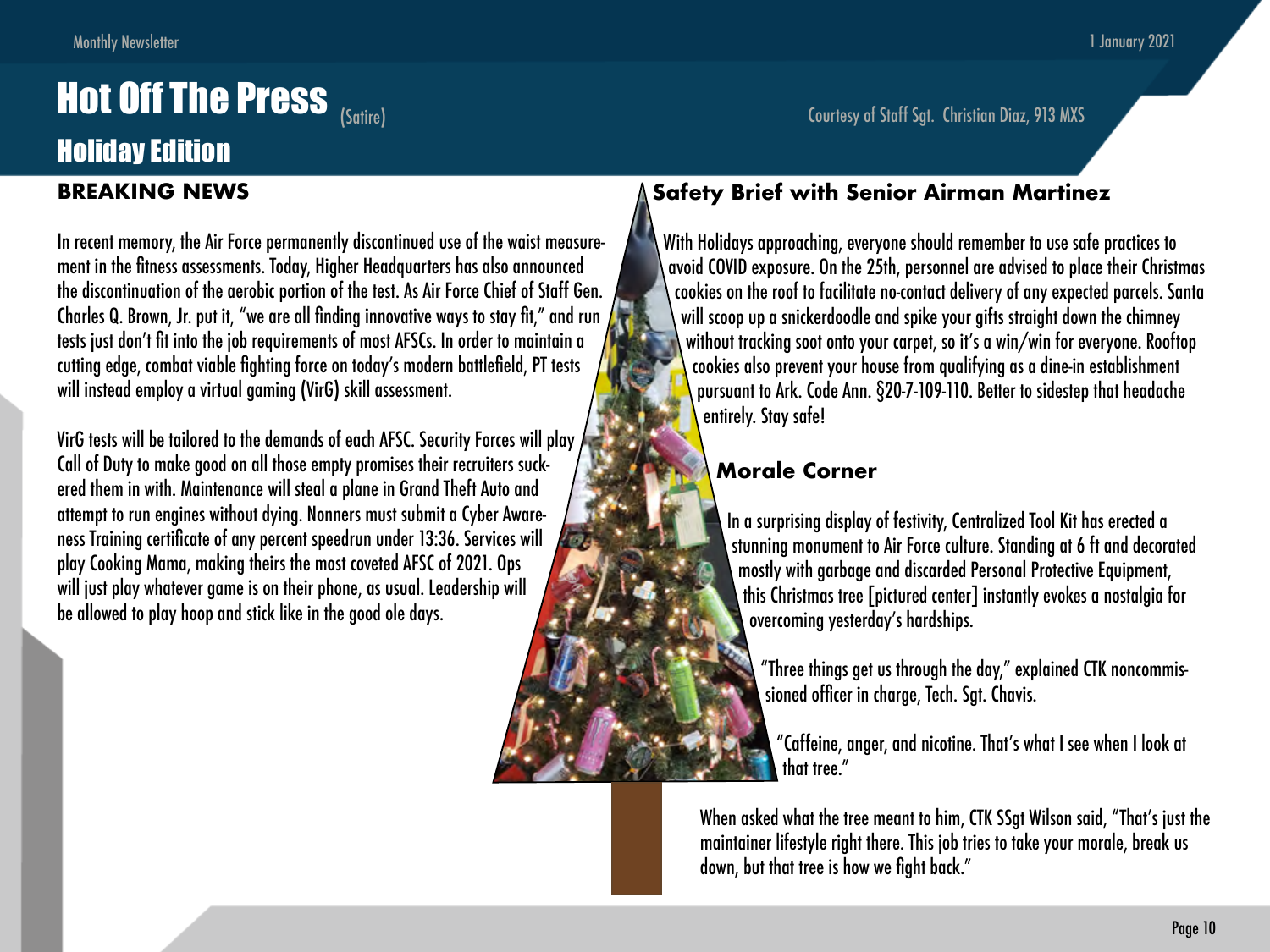# Hot Off The Press (Satire)

## Holiday Edition

Courtesy of Staff Sgt. Christian Diaz, 913 MXS

### BREAKING NEWS

In recent memory, the Air Force permanently discontinued use of the waist measurement in the fitness assessments. Today, Higher Headquarters has also announced the discontinuation of the aerobic portion of the test. As Air Force Chief of Staff Gen. Charles Q. Brown, Jr. put it, "we are all finding innovative ways to stay fit," and run tests just don't fit into the job requirements of most AFSCs. In order to maintain a cutting edge, combat viable fighting force on today's modern battlefield, PT tests will instead employ a virtual gaming (VirG) skill assessment.

VirG tests will be tailored to the demands of each AFSC. Security Forces will play Call of Duty to make good on all those empty promises their recruiters suckered them in with. Maintenance will steal a plane in Grand Theft Auto and attempt to run engines without dying. Nonners must submit a Cyber Awareness Training certificate of any percent speedrun under 13:36. Services will play Cooking Mama, making theirs the most coveted AFSC of 2021. Ops will just play whatever game is on their phone, as usual. Leadership will be allowed to play hoop and stick like in the good ole days.

### Safety Brief with Senior Airman Martinez

With Holidays approaching, everyone should remember to use safe practices to avoid COVID exposure. On the 25th, personnel are advised to place their Christmas cookies on the roof to facilitate no-contact delivery of any expected parcels. Santa will scoop up a snickerdoodle and spike your gifts straight down the chimney without tracking soot onto your carpet, so it's a win/win for everyone. Rooftop cookies also prevent your house from qualifying as a dine-in establishment pursuant to Ark. Code Ann. §20-7-109-110. Better to sidestep that headache entirely. Stay safe!

### Morale Corner

In a surprising display of festivity, Centralized Tool Kit has erected a stunning monument to Air Force culture. Standing at 6 ft and decorated mostly with garbage and discarded Personal Protective Equipment, this Christmas tree [pictured center] instantly evokes a nostalgia for overcoming yesterday's hardships.

"Three things get us through the day," explained CTK noncommissioned officer in charge, Tech. Sgt. Chavis.

"Caffeine, anger, and nicotine. That's what I see when I look at that tree."

When asked what the tree meant to him, CTK SSgt Wilson said, "That's just the maintainer lifestyle right there. This job tries to take your morale, break us down, but that tree is how we fight back."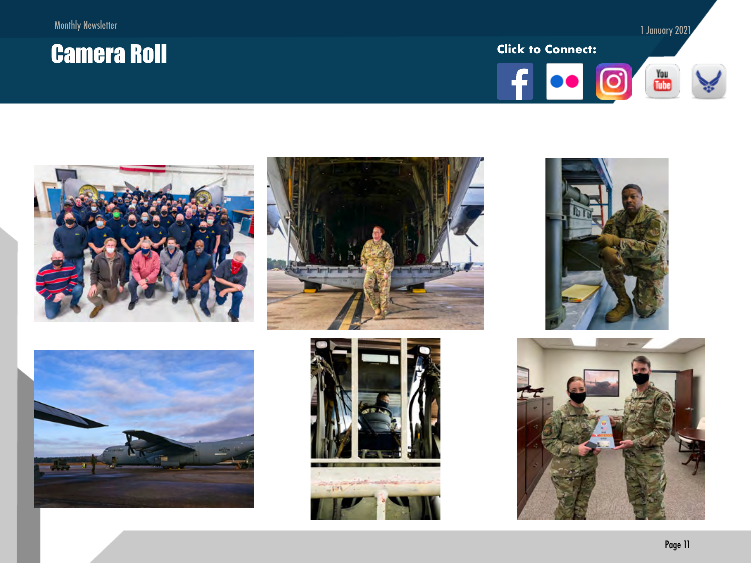# Camera Roll

Click to Connect: